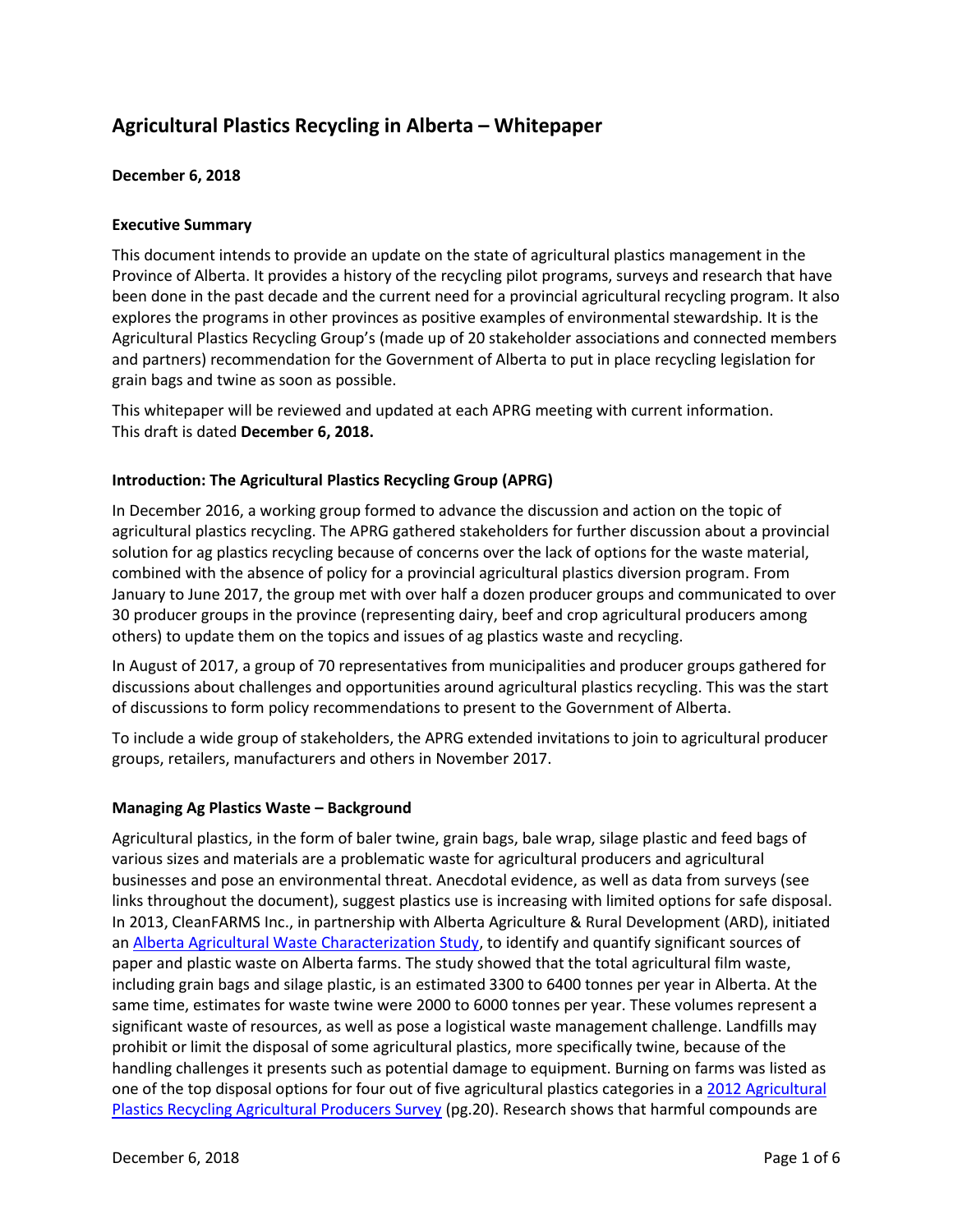# Agricultural Plastics Recycling in Alberta – Whitepaper

**December 6, 2018**

**Executive Summary**

This document intends to provide an update on the state of agricultural plastics management in the Province of Alberta. It provides a history of the recycling pilot programs, surveys and research that have been done in the past decade and the current need for a provincial agricultural recycling program. It also explores the programs in other provinces as positive examples of environmental stewardship. It is the Agricultural Plastics Recycling Group's (made up of 20 stakeholder associations and connected members and partners) recommendation for the Government of Alberta to put in place recycling legislation for grain bags and twine as soon as possible.

This whitepaper will be reviewed and updated at each APRG meeting with current information.
This draft is dated **December 6, 2018.**

**Introduction: The Agricultural Plastics Recycling Group (APRG)**

In December 2016, a working group formed to advance the discussion and action on the topic of agricultural plastics recycling. The APRG gathered stakeholders for further discussion about a provincial solution for ag plastics recycling because of concerns over the lack of options for the waste material, combined with the absence of policy for a provincial agricultural plastics diversion program. From January to June 2017, the group met with over half a dozen producer groups and communicated to over 30 producer groups in the province (representing dairy, beef and crop agricultural producers among others) to update them on the topics and issues of ag plastics waste and recycling.

In August of 2017, a group of 70 representatives from municipalities and producer groups gathered for discussions about challenges and opportunities around agricultural plastics recycling. This was the start of discussions to form policy recommendations to present to the Government of Alberta.

To include a wide group of stakeholders, the APRG extended invitations to join to agricultural producer groups, retailers, manufacturers and others in November 2017.

**Managing Ag Plastics Waste – Background**

Agricultural plastics, in the form of baler twine, grain bags, bale wrap, silage plastic and feed bags of various sizes and materials are a problematic waste for agricultural producers and agricultural businesses and pose an environmental threat. Anecdotal evidence, as well as data from surveys (see links throughout the document), suggest plastics use is increasing with limited options for safe disposal. In 2013, CleanFARMS Inc., in partnership with Alberta Agriculture & Rural Development (ARD), initiated an Alberta Agricultural Waste Characterization Study, to identify and quantify significant sources of paper and plastic waste on Alberta farms. The study showed that the total agricultural film waste, including grain bags and silage plastic, is an estimated 3300 to 6400 tonnes per year in Alberta. At the same time, estimates for waste twine were 2000 to 6000 tonnes per year. These volumes represent a significant waste of resources, as well as pose a logistical waste management challenge. Landfills may prohibit or limit the disposal of some agricultural plastics, more specifically twine, because of the handling challenges it presents such as potential damage to equipment. Burning on farms was listed as one of the top disposal options for four out of five agricultural plastics categories in a 2012 Agricultural Plastics Recycling Agricultural Producers Survey (pg.20). Research shows that harmful compounds are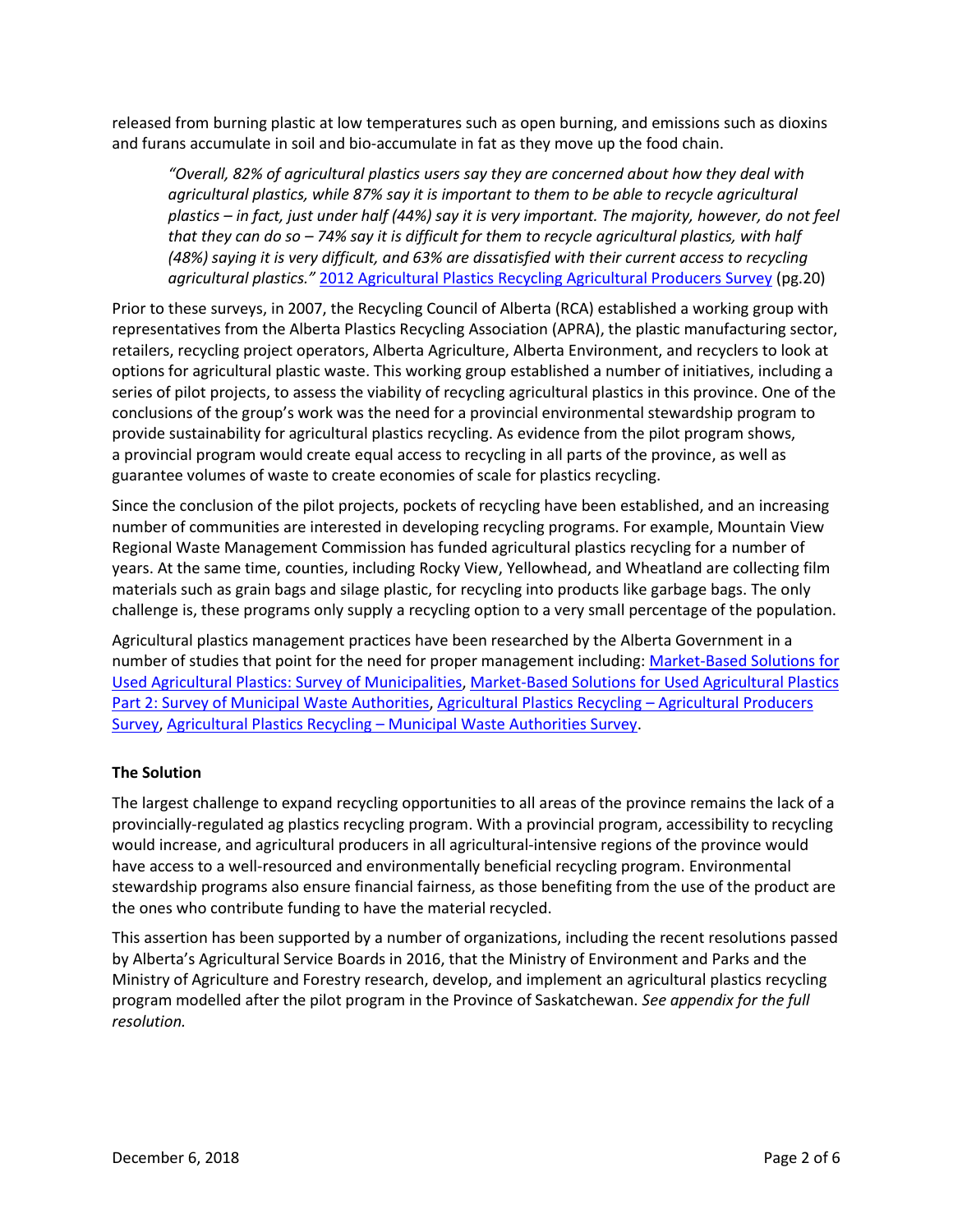released from burning plastic at low temperatures such as open burning, and emissions such as dioxins and furans accumulate in soil and bio-accumulate in fat as they move up the food chain.

> *"Overall, 82% of agricultural plastics users say they are concerned about how they deal with agricultural plastics, while 87% say it is important to them to be able to recycle agricultural plastics – in fact, just under half (44%) say it is very important. The majority, however, do not feel that they can do so – 74% say it is difficult for them to recycle agricultural plastics, with half (48%) saying it is very difficult, and 63% are dissatisfied with their current access to recycling agricultural plastics."* [2012 Agricultural Plastics Recycling Agricultural Producers Survey](#) (pg.20)

Prior to these surveys, in 2007, the Recycling Council of Alberta (RCA) established a working group with representatives from the Alberta Plastics Recycling Association (APRA), the plastic manufacturing sector, retailers, recycling project operators, Alberta Agriculture, Alberta Environment, and recyclers to look at options for agricultural plastic waste. This working group established a number of initiatives, including a series of pilot projects, to assess the viability of recycling agricultural plastics in this province. One of the conclusions of the group's work was the need for a provincial environmental stewardship program to provide sustainability for agricultural plastics recycling. As evidence from the pilot program shows, a provincial program would create equal access to recycling in all parts of the province, as well as guarantee volumes of waste to create economies of scale for plastics recycling.

Since the conclusion of the pilot projects, pockets of recycling have been established, and an increasing number of communities are interested in developing recycling programs. For example, Mountain View Regional Waste Management Commission has funded agricultural plastics recycling for a number of years. At the same time, counties, including Rocky View, Yellowhead, and Wheatland are collecting film materials such as grain bags and silage plastic, for recycling into products like garbage bags. The only challenge is, these programs only supply a recycling option to a very small percentage of the population.

Agricultural plastics management practices have been researched by the Alberta Government in a number of studies that point for the need for proper management including: [Market-Based Solutions for Used Agricultural Plastics: Survey of Municipalities](#), [Market-Based Solutions for Used Agricultural Plastics Part 2: Survey of Municipal Waste Authorities](#), [Agricultural Plastics Recycling – Agricultural Producers Survey](#), [Agricultural Plastics Recycling – Municipal Waste Authorities Survey](#).

**The Solution**

The largest challenge to expand recycling opportunities to all areas of the province remains the lack of a provincially-regulated ag plastics recycling program. With a provincial program, accessibility to recycling would increase, and agricultural producers in all agricultural-intensive regions of the province would have access to a well-resourced and environmentally beneficial recycling program. Environmental stewardship programs also ensure financial fairness, as those benefiting from the use of the product are the ones who contribute funding to have the material recycled.

This assertion has been supported by a number of organizations, including the recent resolutions passed by Alberta's Agricultural Service Boards in 2016, that the Ministry of Environment and Parks and the Ministry of Agriculture and Forestry research, develop, and implement an agricultural plastics recycling program modelled after the pilot program in the Province of Saskatchewan. *See appendix for the full resolution.*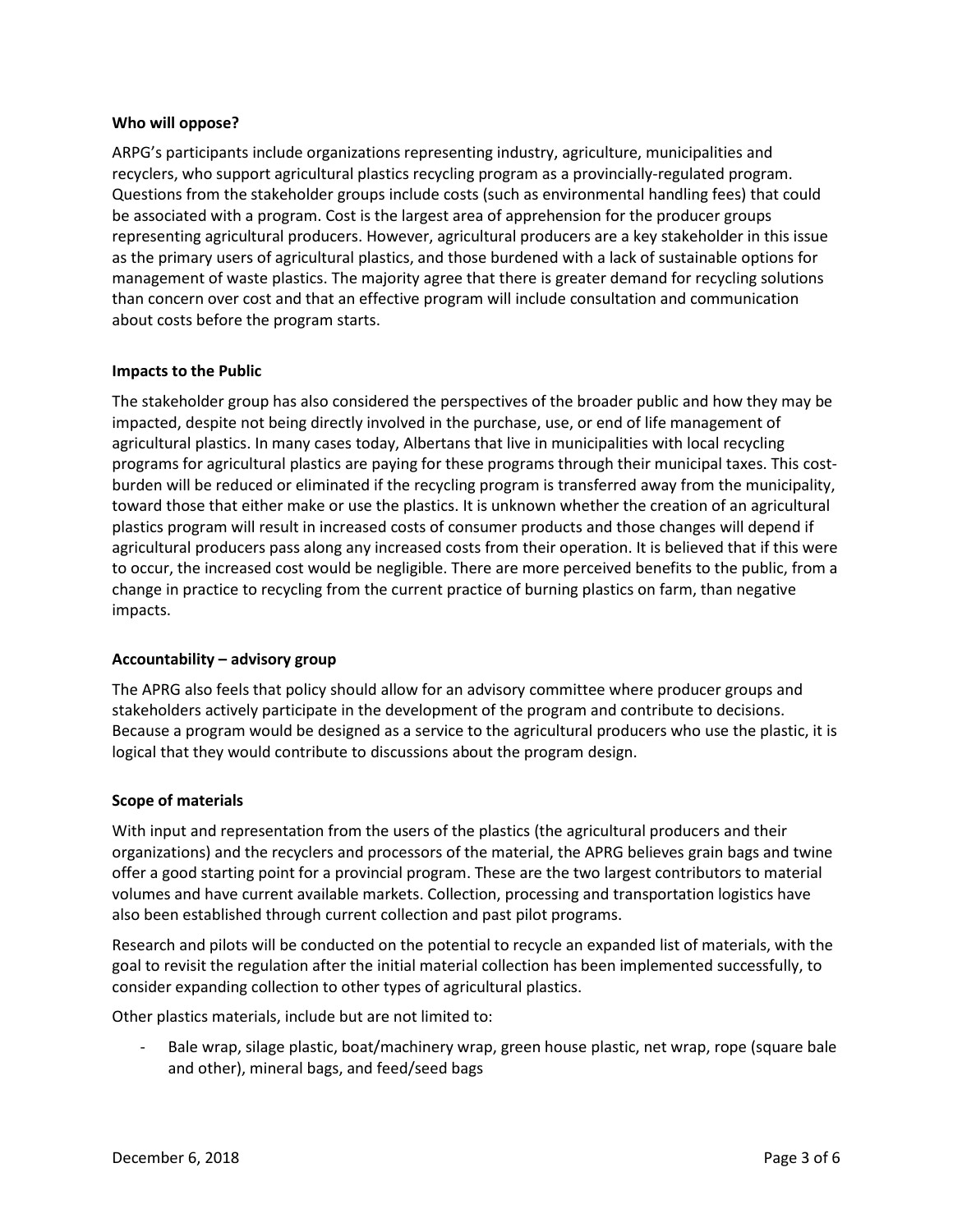**Who will oppose?**

ARPG's participants include organizations representing industry, agriculture, municipalities and recyclers, who support agricultural plastics recycling program as a provincially-regulated program. Questions from the stakeholder groups include costs (such as environmental handling fees) that could be associated with a program. Cost is the largest area of apprehension for the producer groups representing agricultural producers. However, agricultural producers are a key stakeholder in this issue as the primary users of agricultural plastics, and those burdened with a lack of sustainable options for management of waste plastics. The majority agree that there is greater demand for recycling solutions than concern over cost and that an effective program will include consultation and communication about costs before the program starts.

**Impacts to the Public**

The stakeholder group has also considered the perspectives of the broader public and how they may be impacted, despite not being directly involved in the purchase, use, or end of life management of agricultural plastics. In many cases today, Albertans that live in municipalities with local recycling programs for agricultural plastics are paying for these programs through their municipal taxes. This cost-burden will be reduced or eliminated if the recycling program is transferred away from the municipality, toward those that either make or use the plastics. It is unknown whether the creation of an agricultural plastics program will result in increased costs of consumer products and those changes will depend if agricultural producers pass along any increased costs from their operation. It is believed that if this were to occur, the increased cost would be negligible. There are more perceived benefits to the public, from a change in practice to recycling from the current practice of burning plastics on farm, than negative impacts.

**Accountability – advisory group**

The APRG also feels that policy should allow for an advisory committee where producer groups and stakeholders actively participate in the development of the program and contribute to decisions. Because a program would be designed as a service to the agricultural producers who use the plastic, it is logical that they would contribute to discussions about the program design.

**Scope of materials**

With input and representation from the users of the plastics (the agricultural producers and their organizations) and the recyclers and processors of the material, the APRG believes grain bags and twine offer a good starting point for a provincial program. These are the two largest contributors to material volumes and have current available markets. Collection, processing and transportation logistics have also been established through current collection and past pilot programs.

Research and pilots will be conducted on the potential to recycle an expanded list of materials, with the goal to revisit the regulation after the initial material collection has been implemented successfully, to consider expanding collection to other types of agricultural plastics.

Other plastics materials, include but are not limited to:

- Bale wrap, silage plastic, boat/machinery wrap, green house plastic, net wrap, rope (square bale and other), mineral bags, and feed/seed bags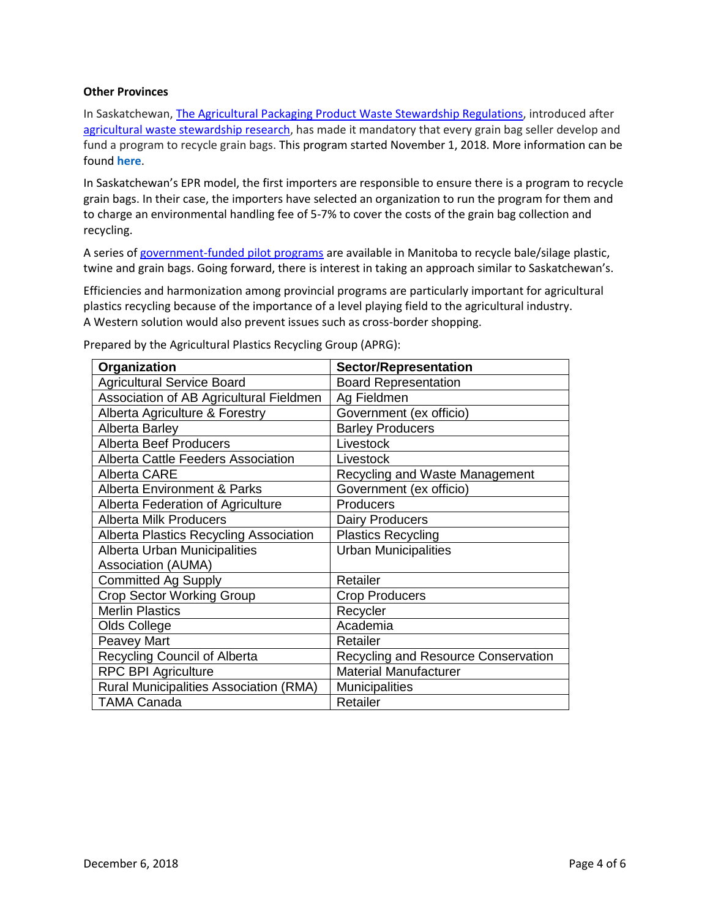**Other Provinces**

In Saskatchewan, The Agricultural Packaging Product Waste Stewardship Regulations, introduced after agricultural waste stewardship research, has made it mandatory that every grain bag seller develop and fund a program to recycle grain bags. This program started November 1, 2018. More information can be found **here**.

In Saskatchewan's EPR model, the first importers are responsible to ensure there is a program to recycle grain bags. In their case, the importers have selected an organization to run the program for them and to charge an environmental handling fee of 5-7% to cover the costs of the grain bag collection and recycling.

A series of government-funded pilot programs are available in Manitoba to recycle bale/silage plastic, twine and grain bags. Going forward, there is interest in taking an approach similar to Saskatchewan's.

Efficiencies and harmonization among provincial programs are particularly important for agricultural plastics recycling because of the importance of a level playing field to the agricultural industry. A Western solution would also prevent issues such as cross-border shopping.

Prepared by the Agricultural Plastics Recycling Group (APRG):

| Organization | Sector/Representation |
|---|---|
| Agricultural Service Board | Board Representation |
| Association of AB Agricultural Fieldmen | Ag Fieldmen |
| Alberta Agriculture & Forestry | Government (ex officio) |
| Alberta Barley | Barley Producers |
| Alberta Beef Producers | Livestock |
| Alberta Cattle Feeders Association | Livestock |
| Alberta CARE | Recycling and Waste Management |
| Alberta Environment & Parks | Government (ex officio) |
| Alberta Federation of Agriculture | Producers |
| Alberta Milk Producers | Dairy Producers |
| Alberta Plastics Recycling Association | Plastics Recycling |
| Alberta Urban Municipalities Association (AUMA) | Urban Municipalities |
| Committed Ag Supply | Retailer |
| Crop Sector Working Group | Crop Producers |
| Merlin Plastics | Recycler |
| Olds College | Academia |
| Peavey Mart | Retailer |
| Recycling Council of Alberta | Recycling and Resource Conservation |
| RPC BPI Agriculture | Material Manufacturer |
| Rural Municipalities Association (RMA) | Municipalities |
| TAMA Canada | Retailer |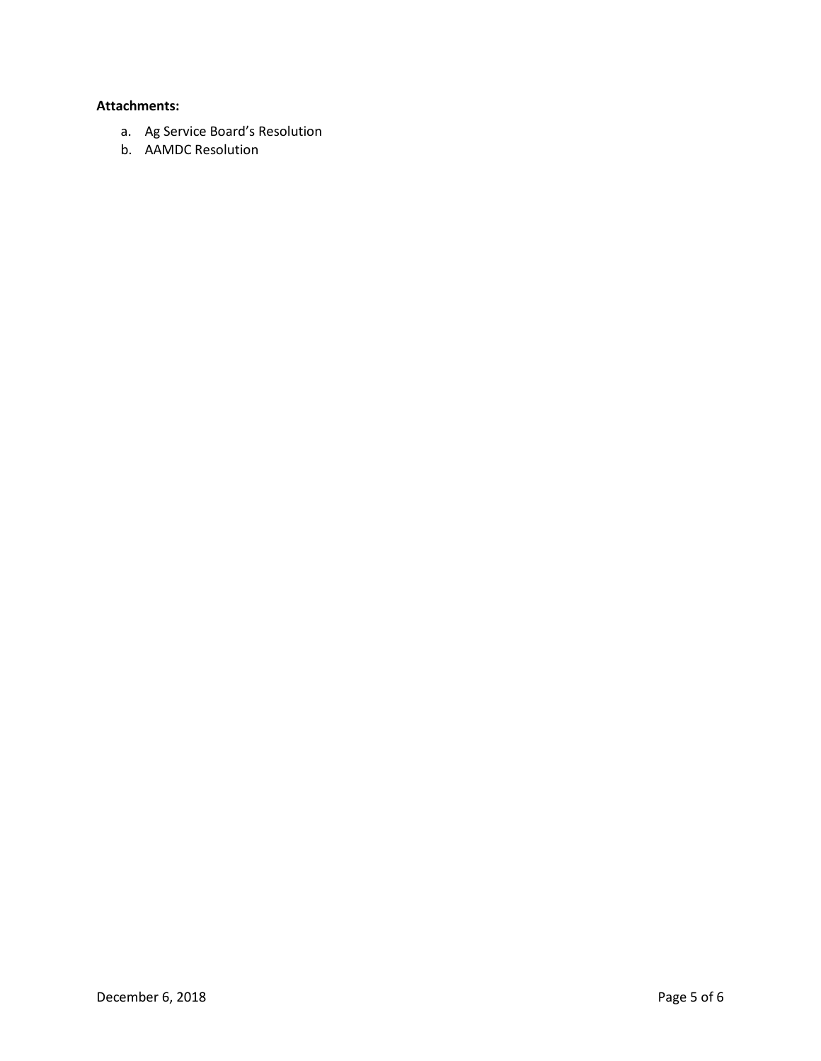**Attachments:**

a. Ag Service Board’s Resolution
b. AAMDC Resolution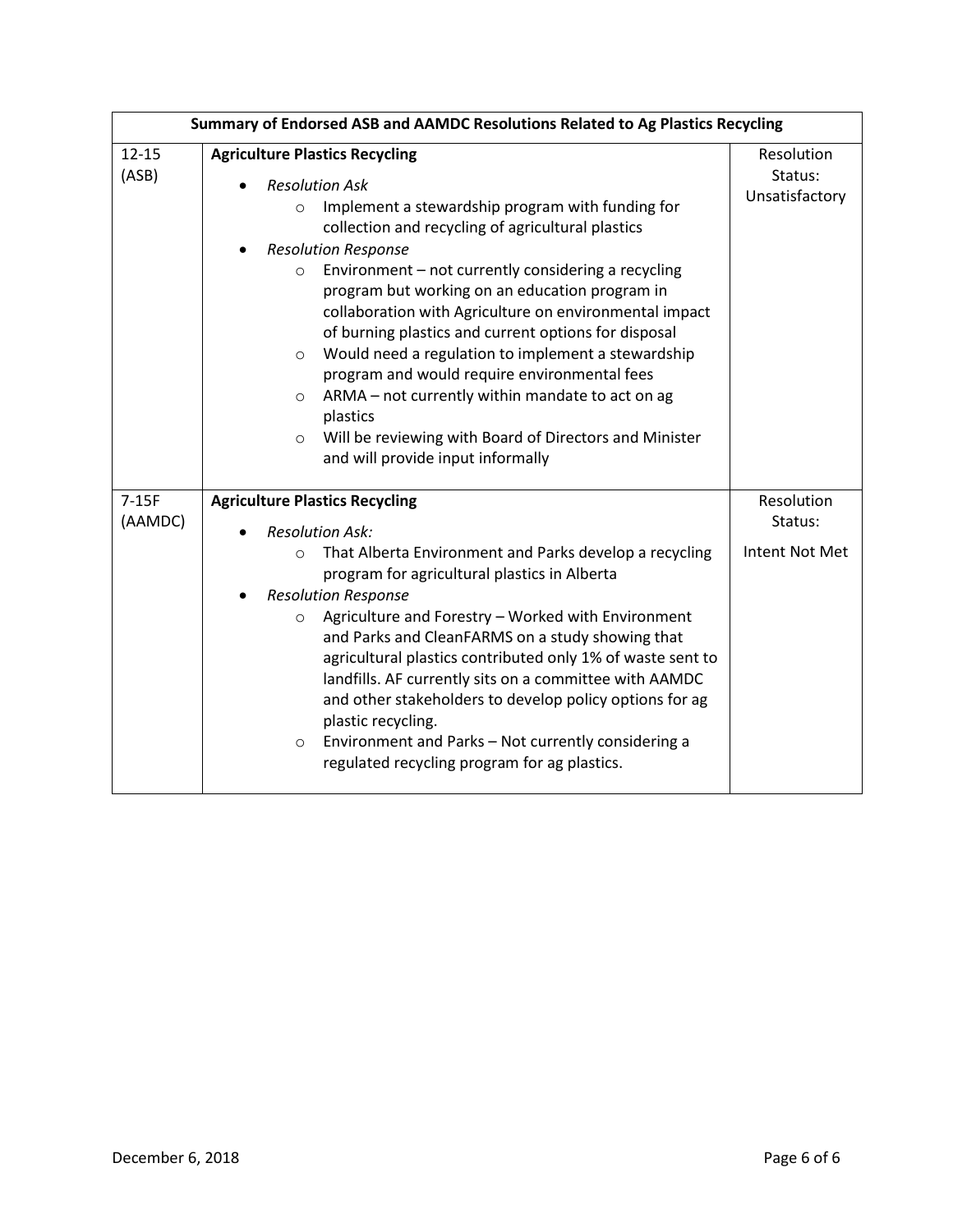| Summary of Endorsed ASB and AAMDC Resolutions Related to Ag Plastics Recycling | | |
|---|---|---|
| 12-15 (ASB) | **Agriculture Plastics Recycling**<br>• *Resolution Ask*<br>&nbsp;&nbsp;○ Implement a stewardship program with funding for collection and recycling of agricultural plastics<br>• *Resolution Response*<br>&nbsp;&nbsp;○ Environment – not currently considering a recycling program but working on an education program in collaboration with Agriculture on environmental impact of burning plastics and current options for disposal<br>&nbsp;&nbsp;○ Would need a regulation to implement a stewardship program and would require environmental fees<br>&nbsp;&nbsp;○ ARMA – not currently within mandate to act on ag plastics<br>&nbsp;&nbsp;○ Will be reviewing with Board of Directors and Minister and will provide input informally | Resolution Status: Unsatisfactory |
| 7-15F (AAMDC) | **Agriculture Plastics Recycling**<br>• *Resolution Ask:*<br>&nbsp;&nbsp;○ That Alberta Environment and Parks develop a recycling program for agricultural plastics in Alberta<br>• *Resolution Response*<br>&nbsp;&nbsp;○ Agriculture and Forestry – Worked with Environment and Parks and CleanFARMS on a study showing that agricultural plastics contributed only 1% of waste sent to landfills. AF currently sits on a committee with AAMDC and other stakeholders to develop policy options for ag plastic recycling.<br>&nbsp;&nbsp;○ Environment and Parks – Not currently considering a regulated recycling program for ag plastics. | Resolution Status: Intent Not Met |

December 6, 2018